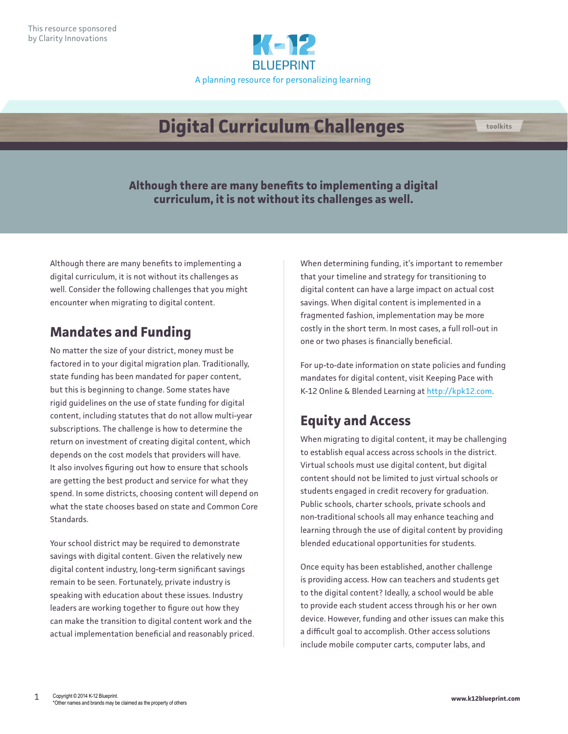This resource sponsored by Clarity Innovations

K-12 BLUEPRINT

A planning resource for personalizing learning

# Digital Curriculum Challenges

toolkits

**Although there are many benefits to implementing a digital curriculum, it is not without its challenges as well.**

Although there are many benefits to implementing a digital curriculum, it is not without its challenges as well. Consider the following challenges that you might encounter when migrating to digital content.

## Mandates and Funding

No matter the size of your district, money must be factored in to your digital migration plan. Traditionally, state funding has been mandated for paper content, but this is beginning to change. Some states have rigid guidelines on the use of state funding for digital content, including statutes that do not allow multi-year subscriptions. The challenge is how to determine the return on investment of creating digital content, which depends on the cost models that providers will have. It also involves figuring out how to ensure that schools are getting the best product and service for what they spend. In some districts, choosing content will depend on what the state chooses based on state and Common Core Standards.

Your school district may be required to demonstrate savings with digital content. Given the relatively new digital content industry, long-term significant savings remain to be seen. Fortunately, private industry is speaking with education about these issues. Industry leaders are working together to figure out how they can make the transition to digital content work and the actual implementation beneficial and reasonably priced.

When determining funding, it's important to remember that your timeline and strategy for transitioning to digital content can have a large impact on actual cost savings. When digital content is implemented in a fragmented fashion, implementation may be more costly in the short term. In most cases, a full roll-out in one or two phases is financially beneficial.

For up-to-date information on state policies and funding mandates for digital content, visit Keeping Pace with K-12 Online & Blended Learning at http://kpk12.com.

## Equity and Access

When migrating to digital content, it may be challenging to establish equal access across schools in the district. Virtual schools must use digital content, but digital content should not be limited to just virtual schools or students engaged in credit recovery for graduation. Public schools, charter schools, private schools and non-traditional schools all may enhance teaching and learning through the use of digital content by providing blended educational opportunities for students.

Once equity has been established, another challenge is providing access. How can teachers and students get to the digital content? Ideally, a school would be able to provide each student access through his or her own device. However, funding and other issues can make this a difficult goal to accomplish. Other access solutions include mobile computer carts, computer labs, and

Copyright © 2014 K-12 Blueprint.
*Other names and brands may be claimed as the property of others

www.k12blueprint.com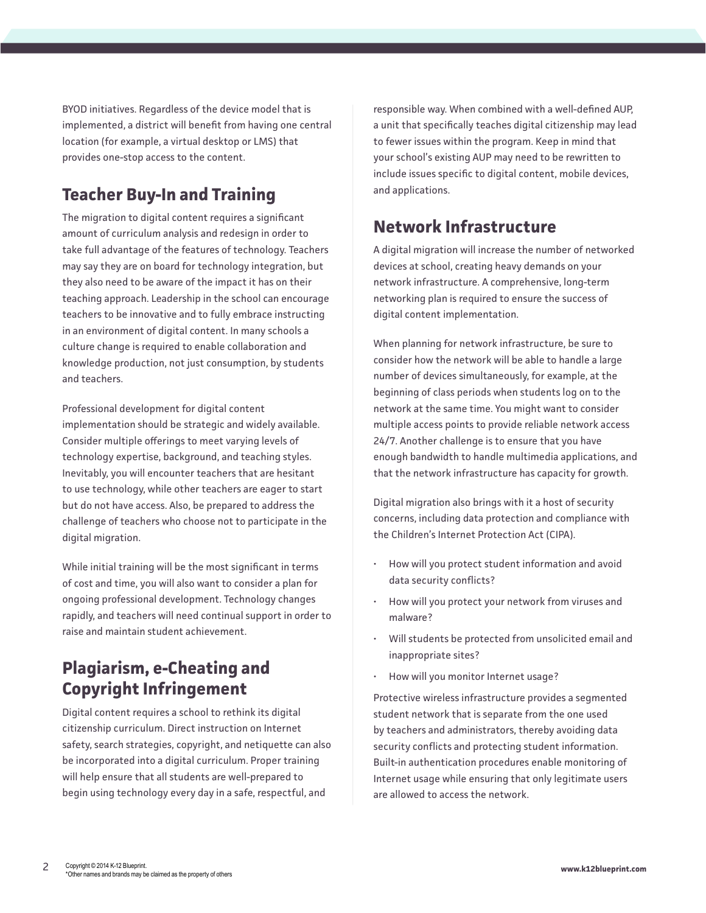BYOD initiatives. Regardless of the device model that is implemented, a district will benefit from having one central location (for example, a virtual desktop or LMS) that provides one-stop access to the content.

## Teacher Buy-In and Training

The migration to digital content requires a significant amount of curriculum analysis and redesign in order to take full advantage of the features of technology. Teachers may say they are on board for technology integration, but they also need to be aware of the impact it has on their teaching approach. Leadership in the school can encourage teachers to be innovative and to fully embrace instructing in an environment of digital content. In many schools a culture change is required to enable collaboration and knowledge production, not just consumption, by students and teachers.

Professional development for digital content implementation should be strategic and widely available. Consider multiple offerings to meet varying levels of technology expertise, background, and teaching styles. Inevitably, you will encounter teachers that are hesitant to use technology, while other teachers are eager to start but do not have access. Also, be prepared to address the challenge of teachers who choose not to participate in the digital migration.

While initial training will be the most significant in terms of cost and time, you will also want to consider a plan for ongoing professional development. Technology changes rapidly, and teachers will need continual support in order to raise and maintain student achievement.

## Plagiarism, e-Cheating and Copyright Infringement

Digital content requires a school to rethink its digital citizenship curriculum. Direct instruction on Internet safety, search strategies, copyright, and netiquette can also be incorporated into a digital curriculum. Proper training will help ensure that all students are well-prepared to begin using technology every day in a safe, respectful, and responsible way. When combined with a well-defined AUP, a unit that specifically teaches digital citizenship may lead to fewer issues within the program. Keep in mind that your school's existing AUP may need to be rewritten to include issues specific to digital content, mobile devices, and applications.

## Network Infrastructure

A digital migration will increase the number of networked devices at school, creating heavy demands on your network infrastructure. A comprehensive, long-term networking plan is required to ensure the success of digital content implementation.

When planning for network infrastructure, be sure to consider how the network will be able to handle a large number of devices simultaneously, for example, at the beginning of class periods when students log on to the network at the same time. You might want to consider multiple access points to provide reliable network access 24/7. Another challenge is to ensure that you have enough bandwidth to handle multimedia applications, and that the network infrastructure has capacity for growth.

Digital migration also brings with it a host of security concerns, including data protection and compliance with the Children's Internet Protection Act (CIPA).

- How will you protect student information and avoid data security conflicts?
- How will you protect your network from viruses and malware?
- Will students be protected from unsolicited email and inappropriate sites?
- How will you monitor Internet usage?

Protective wireless infrastructure provides a segmented student network that is separate from the one used by teachers and administrators, thereby avoiding data security conflicts and protecting student information. Built-in authentication procedures enable monitoring of Internet usage while ensuring that only legitimate users are allowed to access the network.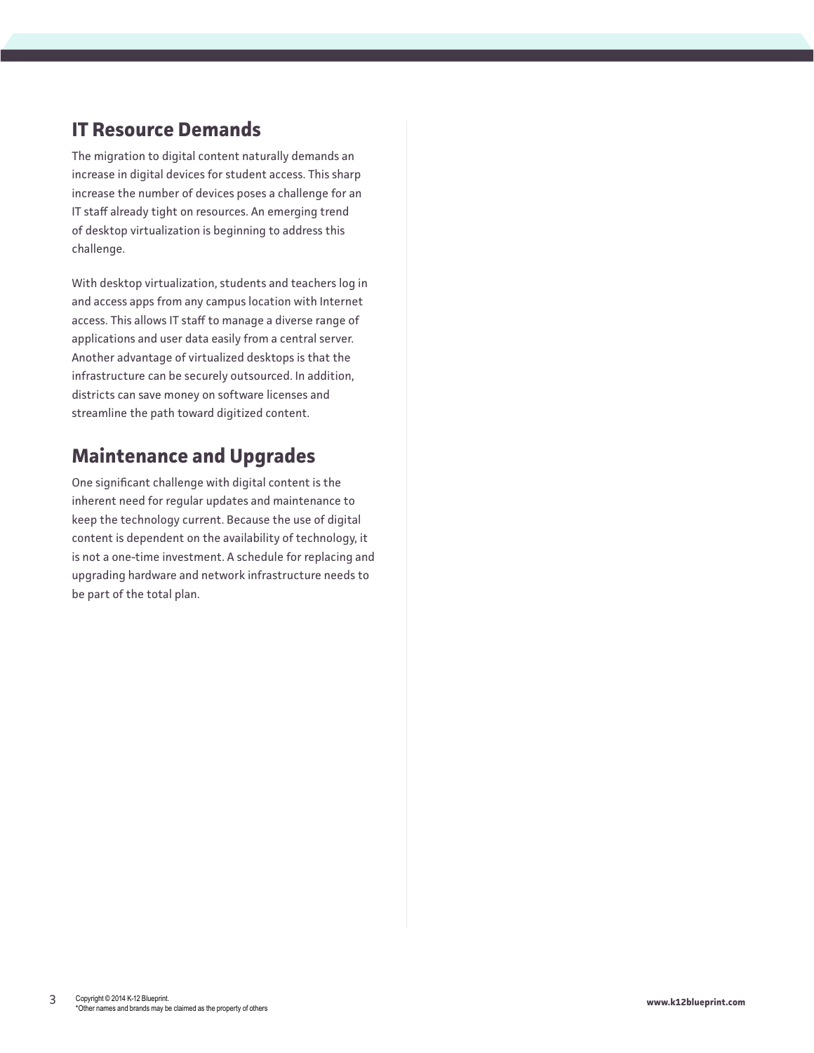## IT Resource Demands

The migration to digital content naturally demands an increase in digital devices for student access. This sharp increase the number of devices poses a challenge for an IT staff already tight on resources. An emerging trend of desktop virtualization is beginning to address this challenge.

With desktop virtualization, students and teachers log in and access apps from any campus location with Internet access. This allows IT staff to manage a diverse range of applications and user data easily from a central server. Another advantage of virtualized desktops is that the infrastructure can be securely outsourced. In addition, districts can save money on software licenses and streamline the path toward digitized content.

## Maintenance and Upgrades

One significant challenge with digital content is the inherent need for regular updates and maintenance to keep the technology current. Because the use of digital content is dependent on the availability of technology, it is not a one-time investment. A schedule for replacing and upgrading hardware and network infrastructure needs to be part of the total plan.